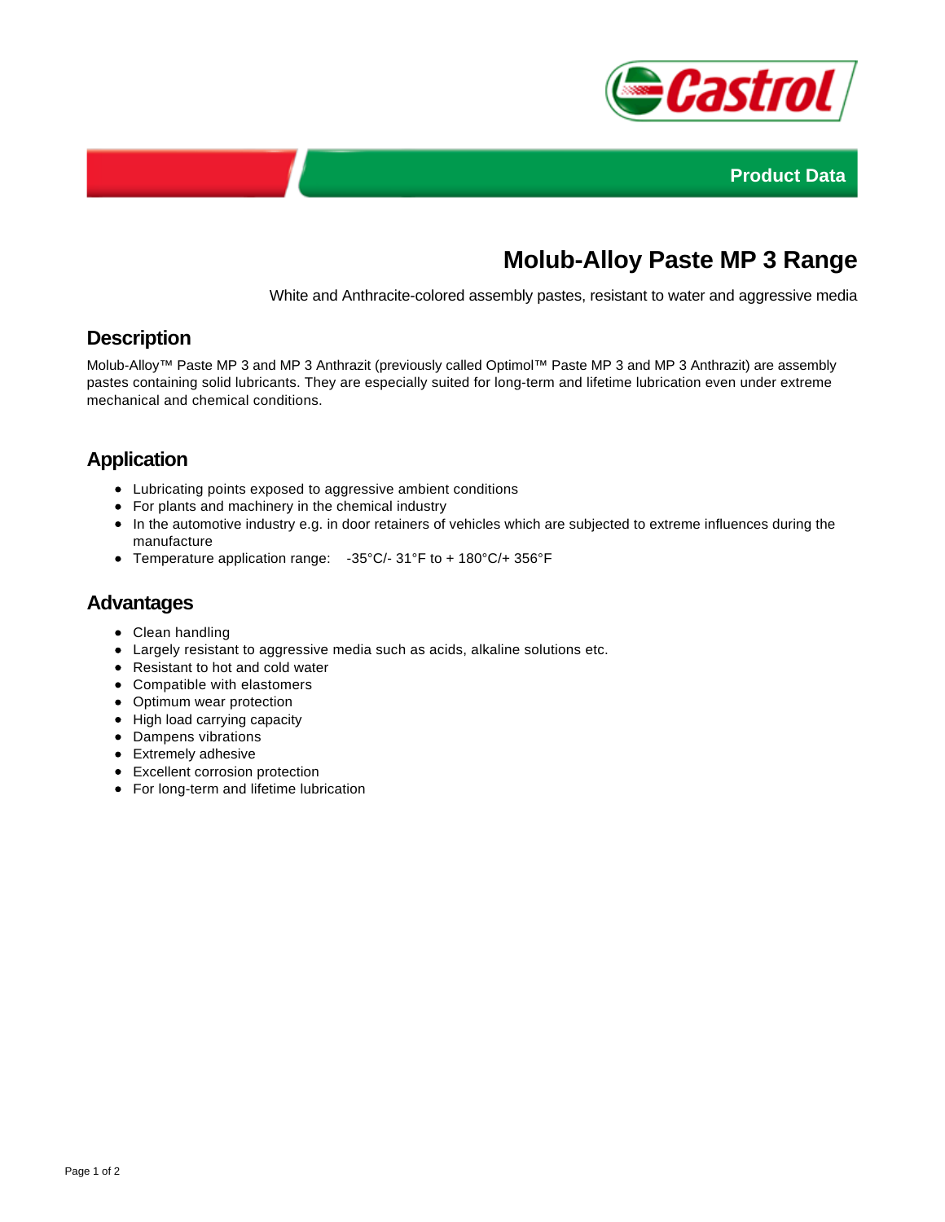Product Data

# Molub-Alloy Paste MP 3 Range

White and Anthracite-colored assembly pastes, resistant to water and aggressive media

## Description

Molub-Alloy™ Paste MP 3 and MP 3 Anthrazit (previously called Optimol™ Paste MP 3 and MP 3 Anthrazit) are assembly pastes containing solid lubricants. They are especially suited for long-term and lifetime lubrication even under extreme mechanical and chemical conditions.

## Application

- Lubricating points exposed to aggressive ambient conditions
- For plants and machinery in the chemical industry
- In the automotive industry e.g. in door retainers of vehicles which are subjected to extreme influences during the manufacture
- Temperature application range: -35°C/- 31°F to + 180°C/+ 356°F

## Advantages

- Clean handling
- Largely resistant to aggressive media such as acids, alkaline solutions etc.
- Resistant to hot and cold water
- Compatible with elastomers
- Optimum wear protection
- High load carrying capacity
- Dampens vibrations
- Extremely adhesive
- Excellent corrosion protection
- For long-term and lifetime lubrication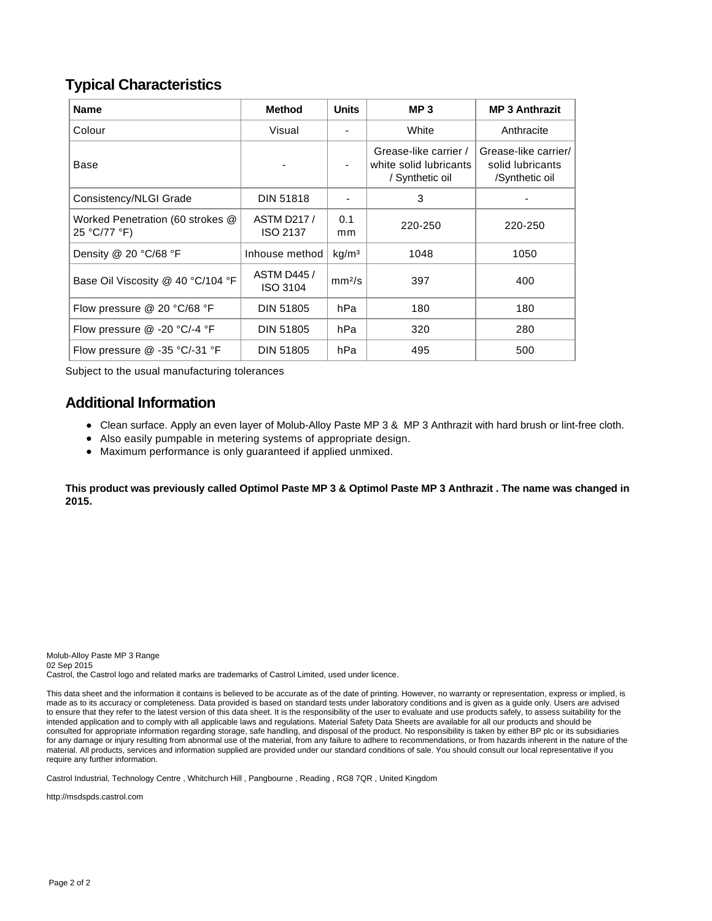## Typical Characteristics

| Name | Method | Units | MP 3 | MP 3 Anthrazit |
|---|---|---|---|---|
| Colour | Visual | - | White | Anthracite |
| Base | - | - | Grease-like carrier / white solid lubricants / Synthetic oil | Grease-like carrier/ solid lubricants /Synthetic oil |
| Consistency/NLGI Grade | DIN 51818 | - | 3 | - |
| Worked Penetration (60 strokes @ 25 °C/77 °F) | ASTM D217 / ISO 2137 | 0.1 mm | 220-250 | 220-250 |
| Density @ 20 °C/68 °F | Inhouse method | kg/m³ | 1048 | 1050 |
| Base Oil Viscosity @ 40 °C/104 °F | ASTM D445 / ISO 3104 | mm²/s | 397 | 400 |
| Flow pressure @ 20 °C/68 °F | DIN 51805 | hPa | 180 | 180 |
| Flow pressure @ -20 °C/-4 °F | DIN 51805 | hPa | 320 | 280 |
| Flow pressure @ -35 °C/-31 °F | DIN 51805 | hPa | 495 | 500 |

Subject to the usual manufacturing tolerances

## Additional Information

- Clean surface. Apply an even layer of Molub-Alloy Paste MP 3 & MP 3 Anthrazit with hard brush or lint-free cloth.
- Also easily pumpable in metering systems of appropriate design.
- Maximum performance is only guaranteed if applied unmixed.

**This product was previously called Optimol Paste MP 3 & Optimol Paste MP 3 Anthrazit . The name was changed in 2015.**

Molub-Alloy Paste MP 3 Range
02 Sep 2015
Castrol, the Castrol logo and related marks are trademarks of Castrol Limited, used under licence.

This data sheet and the information it contains is believed to be accurate as of the date of printing. However, no warranty or representation, express or implied, is made as to its accuracy or completeness. Data provided is based on standard tests under laboratory conditions and is given as a guide only. Users are advised to ensure that they refer to the latest version of this data sheet. It is the responsibility of the user to evaluate and use products safely, to assess suitability for the intended application and to comply with all applicable laws and regulations. Material Safety Data Sheets are available for all our products and should be consulted for appropriate information regarding storage, safe handling, and disposal of the product. No responsibility is taken by either BP plc or its subsidiaries for any damage or injury resulting from abnormal use of the material, from any failure to adhere to recommendations, or from hazards inherent in the nature of the material. All products, services and information supplied are provided under our standard conditions of sale. You should consult our local representative if you require any further information.

Castrol Industrial, Technology Centre , Whitchurch Hill , Pangbourne , Reading , RG8 7QR , United Kingdom

http://msdspds.castrol.com